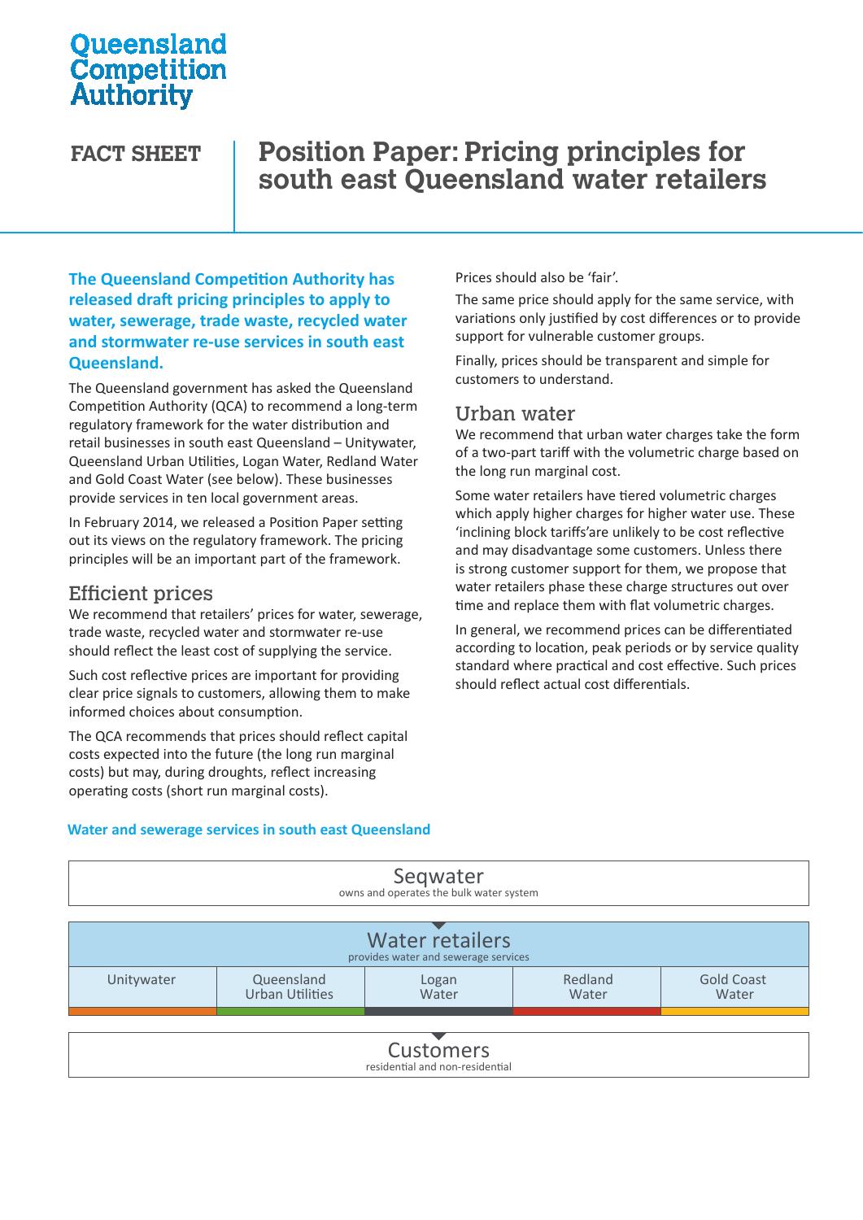Queensland Competition Authority

FACT SHEET

# Position Paper: Pricing principles for south east Queensland water retailers

**The Queensland Competition Authority has released draft pricing principles to apply to water, sewerage, trade waste, recycled water and stormwater re-use services in south east Queensland.**

The Queensland government has asked the Queensland Competition Authority (QCA) to recommend a long-term regulatory framework for the water distribution and retail businesses in south east Queensland – Unitywater, Queensland Urban Utilities, Logan Water, Redland Water and Gold Coast Water (see below). These businesses provide services in ten local government areas.

In February 2014, we released a Position Paper setting out its views on the regulatory framework. The pricing principles will be an important part of the framework.

## Efficient prices

We recommend that retailers' prices for water, sewerage, trade waste, recycled water and stormwater re-use should reflect the least cost of supplying the service.

Such cost reflective prices are important for providing clear price signals to customers, allowing them to make informed choices about consumption.

The QCA recommends that prices should reflect capital costs expected into the future (the long run marginal costs) but may, during droughts, reflect increasing operating costs (short run marginal costs).

Prices should also be 'fair'.

The same price should apply for the same service, with variations only justified by cost differences or to provide support for vulnerable customer groups.

Finally, prices should be transparent and simple for customers to understand.

## Urban water

We recommend that urban water charges take the form of a two-part tariff with the volumetric charge based on the long run marginal cost.

Some water retailers have tiered volumetric charges which apply higher charges for higher water use. These 'inclining block tariffs'are unlikely to be cost reflective and may disadvantage some customers. Unless there is strong customer support for them, we propose that water retailers phase these charge structures out over time and replace them with flat volumetric charges.

In general, we recommend prices can be differentiated according to location, peak periods or by service quality standard where practical and cost effective. Such prices should reflect actual cost differentials.

**Water and sewerage services in south east Queensland**

Seqwater
owns and operates the bulk water system

Water retailers
provides water and sewerage services

| Unitywater | Queensland Urban Utilities | Logan Water | Redland Water | Gold Coast Water |
|---|---|---|---|---|

Customers
residential and non-residential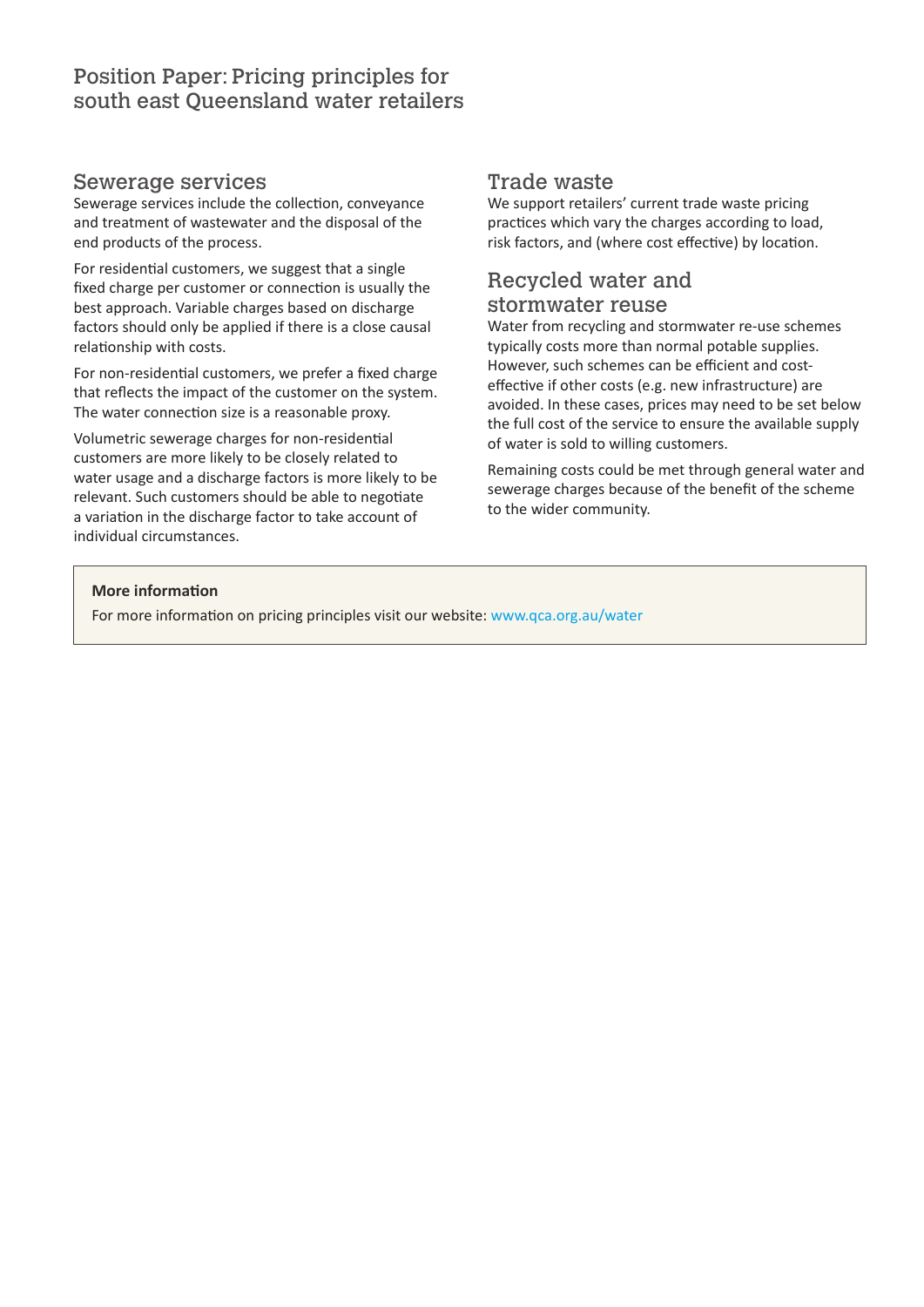## Sewerage services

Sewerage services include the collection, conveyance and treatment of wastewater and the disposal of the end products of the process.

For residential customers, we suggest that a single fixed charge per customer or connection is usually the best approach. Variable charges based on discharge factors should only be applied if there is a close causal relationship with costs.

For non-residential customers, we prefer a fixed charge that reflects the impact of the customer on the system. The water connection size is a reasonable proxy.

Volumetric sewerage charges for non-residential customers are more likely to be closely related to water usage and a discharge factors is more likely to be relevant. Such customers should be able to negotiate a variation in the discharge factor to take account of individual circumstances.

## Trade waste

We support retailers' current trade waste pricing practices which vary the charges according to load, risk factors, and (where cost effective) by location.

## Recycled water and stormwater reuse

Water from recycling and stormwater re-use schemes typically costs more than normal potable supplies. However, such schemes can be efficient and cost-effective if other costs (e.g. new infrastructure) are avoided. In these cases, prices may need to be set below the full cost of the service to ensure the available supply of water is sold to willing customers.

Remaining costs could be met through general water and sewerage charges because of the benefit of the scheme to the wider community.

**More information**

For more information on pricing principles visit our website: www.qca.org.au/water